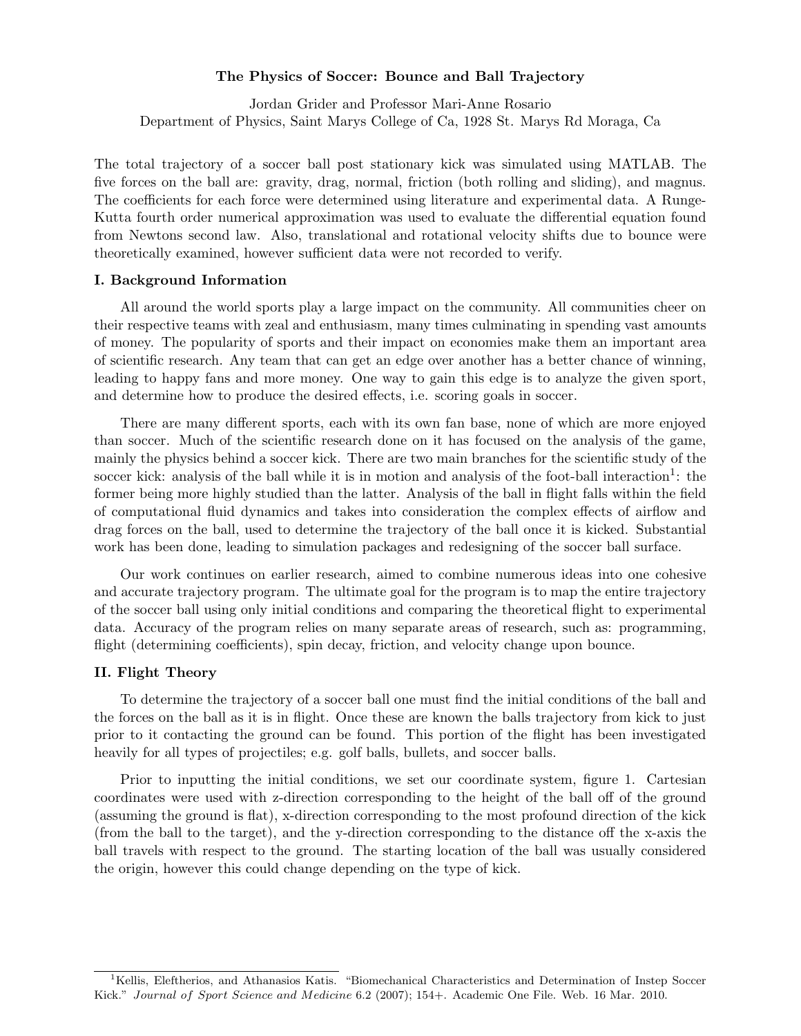# The Physics of Soccer: Bounce and Ball Trajectory

Jordan Grider and Professor Mari-Anne Rosario
Department of Physics, Saint Marys College of Ca, 1928 St. Marys Rd Moraga, Ca

The total trajectory of a soccer ball post stationary kick was simulated using MATLAB. The five forces on the ball are: gravity, drag, normal, friction (both rolling and sliding), and magnus. The coefficients for each force were determined using literature and experimental data. A Runge-Kutta fourth order numerical approximation was used to evaluate the differential equation found from Newtons second law. Also, translational and rotational velocity shifts due to bounce were theoretically examined, however sufficient data were not recorded to verify.

## I. Background Information

All around the world sports play a large impact on the community. All communities cheer on their respective teams with zeal and enthusiasm, many times culminating in spending vast amounts of money. The popularity of sports and their impact on economies make them an important area of scientific research. Any team that can get an edge over another has a better chance of winning, leading to happy fans and more money. One way to gain this edge is to analyze the given sport, and determine how to produce the desired effects, i.e. scoring goals in soccer.

There are many different sports, each with its own fan base, none of which are more enjoyed than soccer. Much of the scientific research done on it has focused on the analysis of the game, mainly the physics behind a soccer kick. There are two main branches for the scientific study of the soccer kick: analysis of the ball while it is in motion and analysis of the foot-ball interaction[1]: the former being more highly studied than the latter. Analysis of the ball in flight falls within the field of computational fluid dynamics and takes into consideration the complex effects of airflow and drag forces on the ball, used to determine the trajectory of the ball once it is kicked. Substantial work has been done, leading to simulation packages and redesigning of the soccer ball surface.

Our work continues on earlier research, aimed to combine numerous ideas into one cohesive and accurate trajectory program. The ultimate goal for the program is to map the entire trajectory of the soccer ball using only initial conditions and comparing the theoretical flight to experimental data. Accuracy of the program relies on many separate areas of research, such as: programming, flight (determining coefficients), spin decay, friction, and velocity change upon bounce.

## II. Flight Theory

To determine the trajectory of a soccer ball one must find the initial conditions of the ball and the forces on the ball as it is in flight. Once these are known the balls trajectory from kick to just prior to it contacting the ground can be found. This portion of the flight has been investigated heavily for all types of projectiles; e.g. golf balls, bullets, and soccer balls.

Prior to inputting the initial conditions, we set our coordinate system, figure 1. Cartesian coordinates were used with z-direction corresponding to the height of the ball off of the ground (assuming the ground is flat), x-direction corresponding to the most profound direction of the kick (from the ball to the target), and the y-direction corresponding to the distance off the x-axis the ball travels with respect to the ground. The starting location of the ball was usually considered the origin, however this could change depending on the type of kick.

---

[1] Kellis, Eleftherios, and Athanasios Katis. "Biomechanical Characteristics and Determination of Instep Soccer Kick." *Journal of Sport Science and Medicine* 6.2 (2007); 154+. Academic One File. Web. 16 Mar. 2010.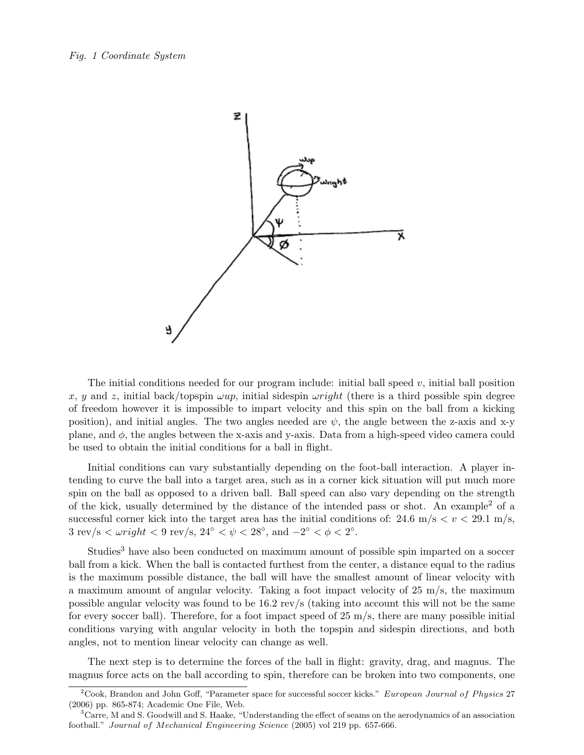*Fig. 1 Coordinate System*

The initial conditions needed for our program include: initial ball speed $v$, initial ball position $x$, $y$ and $z$, initial back/topspin $\omega up$, initial sidespin $\omega right$ (there is a third possible spin degree of freedom however it is impossible to impart velocity and this spin on the ball from a kicking position), and initial angles. The two angles needed are $\psi$, the angle between the z-axis and x-y plane, and $\phi$, the angles between the x-axis and y-axis. Data from a high-speed video camera could be used to obtain the initial conditions for a ball in flight.

Initial conditions can vary substantially depending on the foot-ball interaction. A player intending to curve the ball into a target area, such as in a corner kick situation will put much more spin on the ball as opposed to a driven ball. Ball speed can also vary depending on the strength of the kick, usually determined by the distance of the intended pass or shot. An example[2] of a successful corner kick into the target area has the initial conditions of: 24.6 m/s $< v <$ 29.1 m/s, 3 rev/s $< \omega right <$ 9 rev/s, $24^\circ < \psi < 28^\circ$, and $-2^\circ < \phi < 2^\circ$.

Studies[3] have also been conducted on maximum amount of possible spin imparted on a soccer ball from a kick. When the ball is contacted furthest from the center, a distance equal to the radius is the maximum possible distance, the ball will have the smallest amount of linear velocity with a maximum amount of angular velocity. Taking a foot impact velocity of 25 m/s, the maximum possible angular velocity was found to be 16.2 rev/s (taking into account this will not be the same for every soccer ball). Therefore, for a foot impact speed of 25 m/s, there are many possible initial conditions varying with angular velocity in both the topspin and sidespin directions, and both angles, not to mention linear velocity can change as well.

The next step is to determine the forces of the ball in flight: gravity, drag, and magnus. The magnus force acts on the ball according to spin, therefore can be broken into two components, one

[2] Cook, Brandon and John Goff, "Parameter space for successful soccer kicks." *European Journal of Physics* 27 (2006) pp. 865-874; Academic One File, Web.

[3] Carre, M and S. Goodwill and S. Haake, "Understanding the effect of seams on the aerodynamics of an association football." *Journal of Mechanical Engineering Science* (2005) vol 219 pp. 657-666.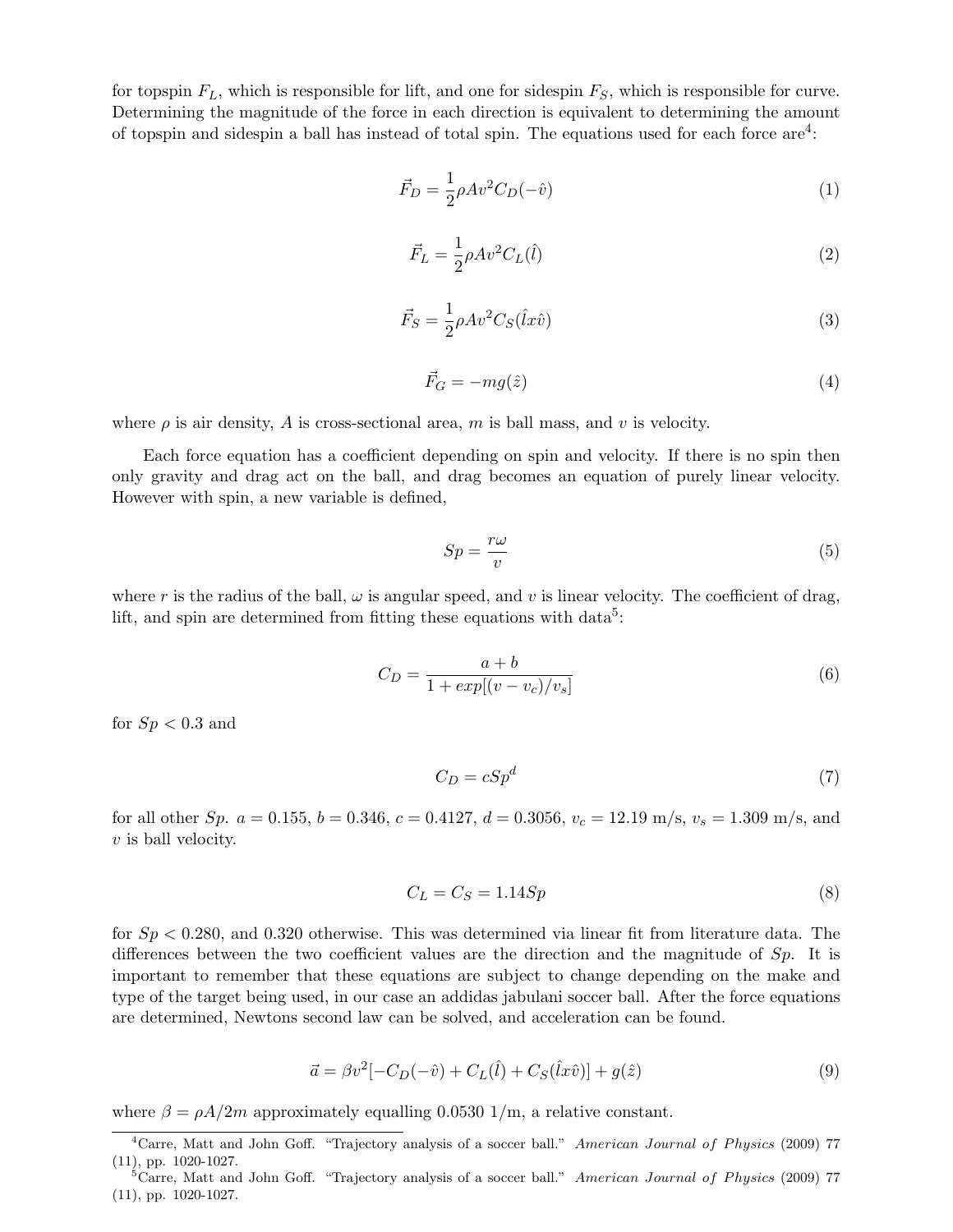for topspin $F_L$, which is responsible for lift, and one for sidespin $F_S$, which is responsible for curve. Determining the magnitude of the force in each direction is equivalent to determining the amount of topspin and sidespin a ball has instead of total spin. The equations used for each force are[4]:

$$\vec{F}_D = \frac{1}{2}\rho A v^2 C_D(-\hat{v}) \tag{1}$$

$$\vec{F}_L = \frac{1}{2}\rho A v^2 C_L(\hat{l}) \tag{2}$$

$$\vec{F}_S = \frac{1}{2}\rho A v^2 C_S(\hat{l} x \hat{v}) \tag{3}$$

$$\vec{F}_G = -mg(\hat{z}) \tag{4}$$

where $\rho$ is air density, $A$ is cross-sectional area, $m$ is ball mass, and $v$ is velocity.

Each force equation has a coefficient depending on spin and velocity. If there is no spin then only gravity and drag act on the ball, and drag becomes an equation of purely linear velocity. However with spin, a new variable is defined,

$$Sp = \frac{r\omega}{v} \tag{5}$$

where $r$ is the radius of the ball, $\omega$ is angular speed, and $v$ is linear velocity. The coefficient of drag, lift, and spin are determined from fitting these equations with data[5]:

$$C_D = \frac{a+b}{1 + exp[(v - v_c)/v_s]} \tag{6}$$

for $Sp < 0.3$ and

$$C_D = cSp^d \tag{7}$$

for all other $Sp$. $a = 0.155$, $b = 0.346$, $c = 0.4127$, $d = 0.3056$, $v_c = 12.19$ m/s, $v_s = 1.309$ m/s, and $v$ is ball velocity.

$$C_L = C_S = 1.14Sp \tag{8}$$

for $Sp < 0.280$, and 0.320 otherwise. This was determined via linear fit from literature data. The differences between the two coefficient values are the direction and the magnitude of $Sp$. It is important to remember that these equations are subject to change depending on the make and type of the target being used, in our case an addidas jabulani soccer ball. After the force equations are determined, Newtons second law can be solved, and acceleration can be found.

$$\vec{a} = \beta v^2[-C_D(-\hat{v}) + C_L(\hat{l}) + C_S(\hat{l} x \hat{v})] + g(\hat{z}) \tag{9}$$

where $\beta = \rho A/2m$ approximately equalling 0.0530 1/m, a relative constant.

---

[4] Carre, Matt and John Goff. "Trajectory analysis of a soccer ball." *American Journal of Physics* (2009) 77 (11), pp. 1020-1027.

[5] Carre, Matt and John Goff. "Trajectory analysis of a soccer ball." *American Journal of Physics* (2009) 77 (11), pp. 1020-1027.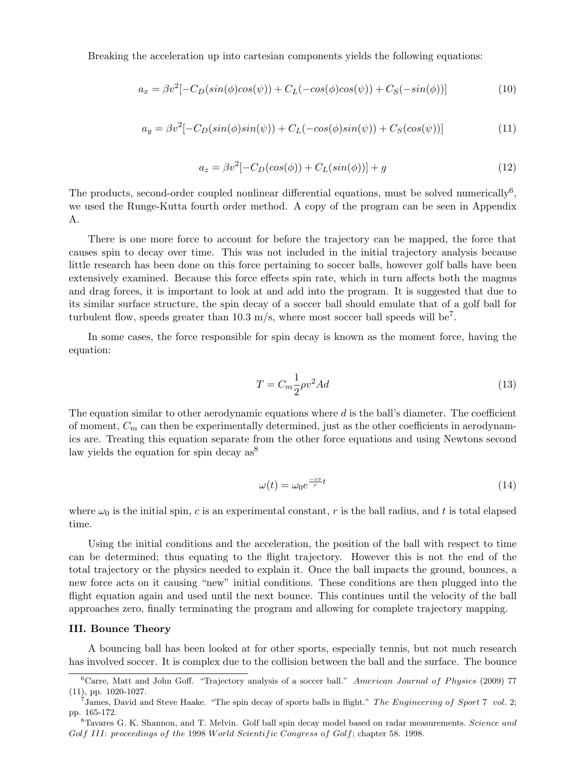Breaking the acceleration up into cartesian components yields the following equations:

$$a_x = \beta v^2[-C_D(sin(\phi)cos(\psi)) + C_L(-cos(\phi)cos(\psi)) + C_S(-sin(\phi))] \quad (10)$$

$$a_y = \beta v^2[-C_D(sin(\phi)sin(\psi)) + C_L(-cos(\phi)sin(\psi)) + C_S(cos(\psi))] \quad (11)$$

$$a_z = \beta v^2[-C_D(cos(\phi)) + C_L(sin(\phi))] + g \quad (12)$$

The products, second-order coupled nonlinear differential equations, must be solved numerically[6], we used the Runge-Kutta fourth order method. A copy of the program can be seen in Appendix A.

There is one more force to account for before the trajectory can be mapped, the force that causes spin to decay over time. This was not included in the initial trajectory analysis because little research has been done on this force pertaining to soccer balls, however golf balls have been extensively examined. Because this force effects spin rate, which in turn affects both the magnus and drag forces, it is important to look at and add into the program. It is suggested that due to its similar surface structure, the spin decay of a soccer ball should emulate that of a golf ball for turbulent flow, speeds greater than 10.3 m/s, where most soccer ball speeds will be[7].

In some cases, the force responsible for spin decay is known as the moment force, having the equation:

$$T = C_m \frac{1}{2}\rho v^2 A d \quad (13)$$

The equation similar to other aerodynamic equations where $d$ is the ball's diameter. The coefficient of moment, $C_m$ can then be experimentally determined, just as the other coefficients in aerodynamics are. Treating this equation separate from the other force equations and using Newtons second law yields the equation for spin decay as[8]

$$\omega(t) = \omega_0 e^{\frac{-cv}{r}t} \quad (14)$$

where $\omega_0$ is the initial spin, $c$ is an experimental constant, $r$ is the ball radius, and $t$ is total elapsed time.

Using the initial conditions and the acceleration, the position of the ball with respect to time can be determined; thus equating to the flight trajectory. However this is not the end of the total trajectory or the physics needed to explain it. Once the ball impacts the ground, bounces, a new force acts on it causing "new" initial conditions. These conditions are then plugged into the flight equation again and used until the next bounce. This continues until the velocity of the ball approaches zero, finally terminating the program and allowing for complete trajectory mapping.

### III. Bounce Theory

A bouncing ball has been looked at for other sports, especially tennis, but not much research has involved soccer. It is complex due to the collision between the ball and the surface. The bounce

[6] Carre, Matt and John Goff. "Trajectory analysis of a soccer ball." *American Journal of Physics* (2009) 77 (11), pp. 1020-1027.

[7] James, David and Steve Haake. "The spin decay of sports balls in flight." *The Engineering of Sport 7 vol.* 2; pp. 165-172.

[8] Tavares G. K. Shannon, and T. Melvin. Golf ball spin decay model based on radar measurements. *Science and Golf III: proceedings of the 1998 World Scientific Congress of Golf*; chapter 58. 1998.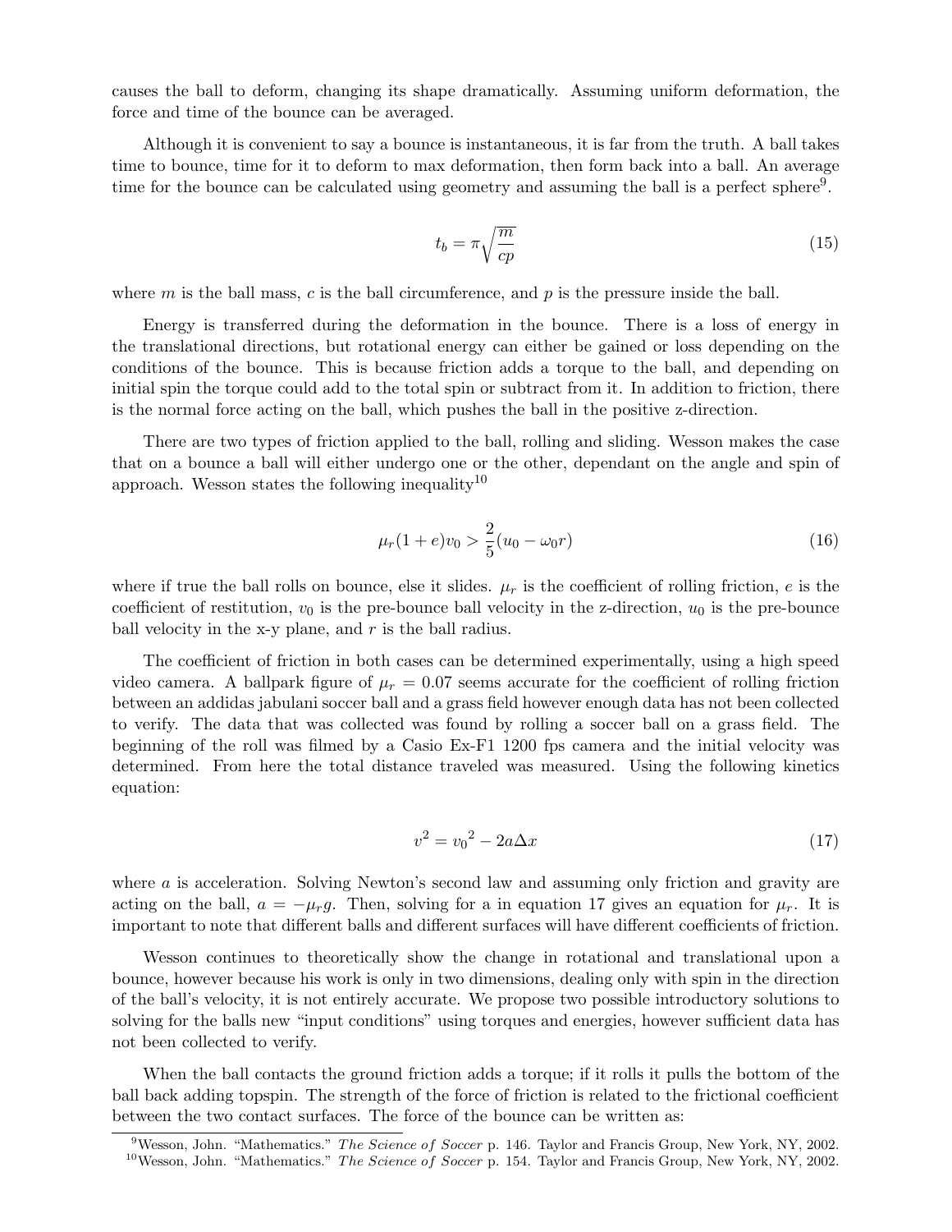causes the ball to deform, changing its shape dramatically. Assuming uniform deformation, the force and time of the bounce can be averaged.

Although it is convenient to say a bounce is instantaneous, it is far from the truth. A ball takes time to bounce, time for it to deform to max deformation, then form back into a ball. An average time for the bounce can be calculated using geometry and assuming the ball is a perfect sphere[9].

$$t_b = \pi\sqrt{\frac{m}{cp}} \tag{15}$$

where $m$ is the ball mass, $c$ is the ball circumference, and $p$ is the pressure inside the ball.

Energy is transferred during the deformation in the bounce. There is a loss of energy in the translational directions, but rotational energy can either be gained or loss depending on the conditions of the bounce. This is because friction adds a torque to the ball, and depending on initial spin the torque could add to the total spin or subtract from it. In addition to friction, there is the normal force acting on the ball, which pushes the ball in the positive z-direction.

There are two types of friction applied to the ball, rolling and sliding. Wesson makes the case that on a bounce a ball will either undergo one or the other, dependant on the angle and spin of approach. Wesson states the following inequality[10]

$$\mu_r(1+e)v_0 > \frac{2}{5}(u_0 - \omega_0 r) \tag{16}$$

where if true the ball rolls on bounce, else it slides. $\mu_r$ is the coefficient of rolling friction, $e$ is the coefficient of restitution, $v_0$ is the pre-bounce ball velocity in the z-direction, $u_0$ is the pre-bounce ball velocity in the x-y plane, and $r$ is the ball radius.

The coefficient of friction in both cases can be determined experimentally, using a high speed video camera. A ballpark figure of $\mu_r = 0.07$ seems accurate for the coefficient of rolling friction between an addidas jabulani soccer ball and a grass field however enough data has not been collected to verify. The data that was collected was found by rolling a soccer ball on a grass field. The beginning of the roll was filmed by a Casio Ex-F1 1200 fps camera and the initial velocity was determined. From here the total distance traveled was measured. Using the following kinetics equation:

$$v^2 = {v_0}^2 - 2a\Delta x \tag{17}$$

where $a$ is acceleration. Solving Newton's second law and assuming only friction and gravity are acting on the ball, $a = -\mu_r g$. Then, solving for a in equation 17 gives an equation for $\mu_r$. It is important to note that different balls and different surfaces will have different coefficients of friction.

Wesson continues to theoretically show the change in rotational and translational upon a bounce, however because his work is only in two dimensions, dealing only with spin in the direction of the ball's velocity, it is not entirely accurate. We propose two possible introductory solutions to solving for the balls new "input conditions" using torques and energies, however sufficient data has not been collected to verify.

When the ball contacts the ground friction adds a torque; if it rolls it pulls the bottom of the ball back adding topspin. The strength of the force of friction is related to the frictional coefficient between the two contact surfaces. The force of the bounce can be written as:

[9] Wesson, John. "Mathematics." *The Science of Soccer* p. 146. Taylor and Francis Group, New York, NY, 2002.

[10] Wesson, John. "Mathematics." *The Science of Soccer* p. 154. Taylor and Francis Group, New York, NY, 2002.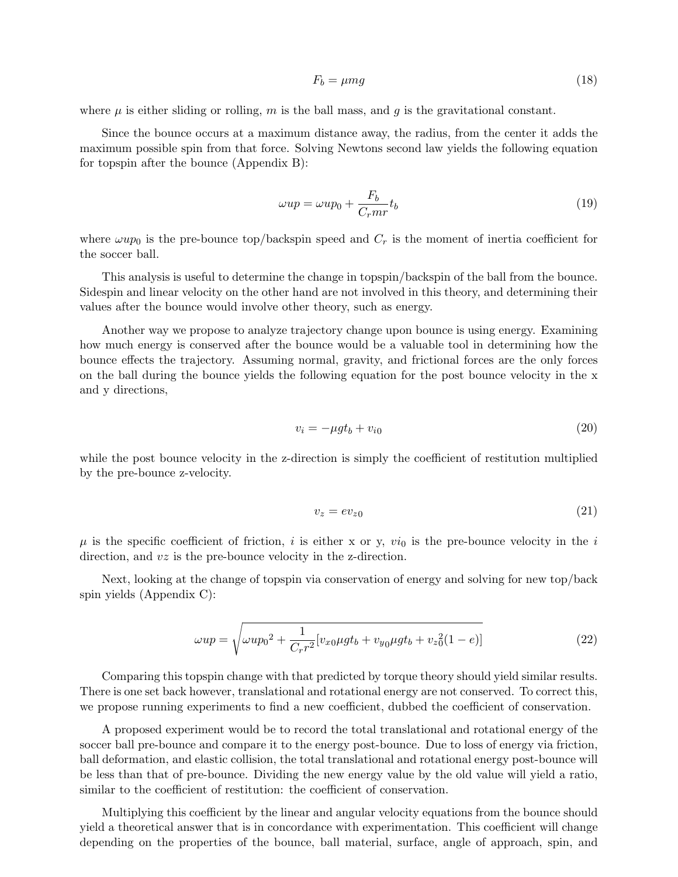$$F_b = \mu mg \tag{18}$$

where $\mu$ is either sliding or rolling, $m$ is the ball mass, and $g$ is the gravitational constant.

Since the bounce occurs at a maximum distance away, the radius, from the center it adds the maximum possible spin from that force. Solving Newtons second law yields the following equation for topspin after the bounce (Appendix B):

$$\omega up = \omega up_0 + \frac{F_b}{C_r mr} t_b \tag{19}$$

where $\omega up_0$ is the pre-bounce top/backspin speed and $C_r$ is the moment of inertia coefficient for the soccer ball.

This analysis is useful to determine the change in topspin/backspin of the ball from the bounce. Sidespin and linear velocity on the other hand are not involved in this theory, and determining their values after the bounce would involve other theory, such as energy.

Another way we propose to analyze trajectory change upon bounce is using energy. Examining how much energy is conserved after the bounce would be a valuable tool in determining how the bounce effects the trajectory. Assuming normal, gravity, and frictional forces are the only forces on the ball during the bounce yields the following equation for the post bounce velocity in the x and y directions,

$$v_i = -\mu g t_b + v_{i0} \tag{20}$$

while the post bounce velocity in the z-direction is simply the coefficient of restitution multiplied by the pre-bounce z-velocity.

$$v_z = e v_{z0} \tag{21}$$

$\mu$ is the specific coefficient of friction, $i$ is either x or y, $vi_0$ is the pre-bounce velocity in the $i$ direction, and $vz$ is the pre-bounce velocity in the z-direction.

Next, looking at the change of topspin via conservation of energy and solving for new top/back spin yields (Appendix C):

$$\omega up = \sqrt{\omega up_0{}^2 + \frac{1}{C_r r^2}[v_{x0}\mu g t_b + v_{y0}\mu g t_b + v_{z0}^2(1-e)]} \tag{22}$$

Comparing this topspin change with that predicted by torque theory should yield similar results. There is one set back however, translational and rotational energy are not conserved. To correct this, we propose running experiments to find a new coefficient, dubbed the coefficient of conservation.

A proposed experiment would be to record the total translational and rotational energy of the soccer ball pre-bounce and compare it to the energy post-bounce. Due to loss of energy via friction, ball deformation, and elastic collision, the total translational and rotational energy post-bounce will be less than that of pre-bounce. Dividing the new energy value by the old value will yield a ratio, similar to the coefficient of restitution: the coefficient of conservation.

Multiplying this coefficient by the linear and angular velocity equations from the bounce should yield a theoretical answer that is in concordance with experimentation. This coefficient will change depending on the properties of the bounce, ball material, surface, angle of approach, spin, and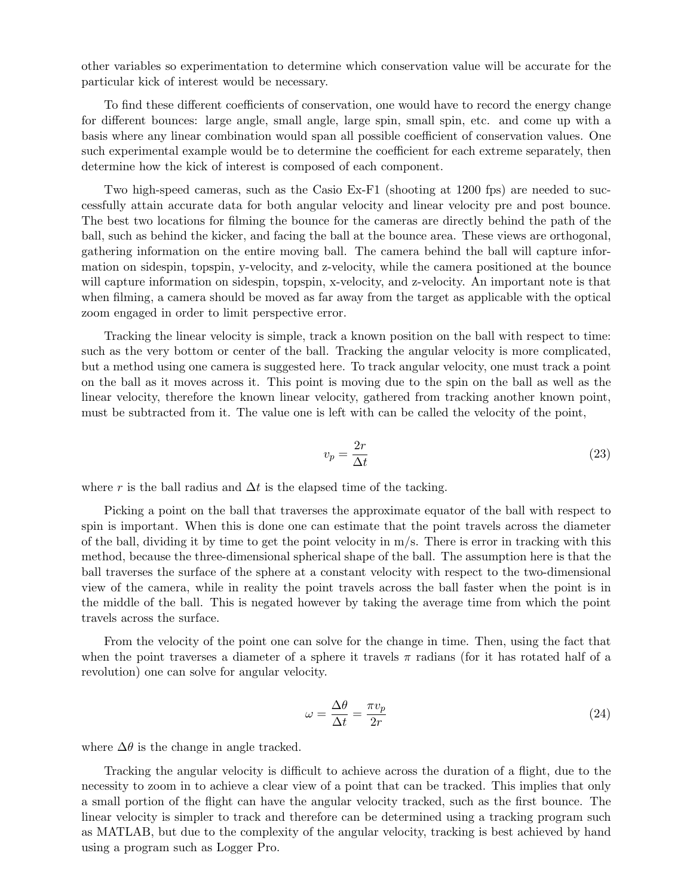other variables so experimentation to determine which conservation value will be accurate for the particular kick of interest would be necessary.

To find these different coefficients of conservation, one would have to record the energy change for different bounces: large angle, small angle, large spin, small spin, etc. and come up with a basis where any linear combination would span all possible coefficient of conservation values. One such experimental example would be to determine the coefficient for each extreme separately, then determine how the kick of interest is composed of each component.

Two high-speed cameras, such as the Casio Ex-F1 (shooting at 1200 fps) are needed to successfully attain accurate data for both angular velocity and linear velocity pre and post bounce. The best two locations for filming the bounce for the cameras are directly behind the path of the ball, such as behind the kicker, and facing the ball at the bounce area. These views are orthogonal, gathering information on the entire moving ball. The camera behind the ball will capture information on sidespin, topspin, y-velocity, and z-velocity, while the camera positioned at the bounce will capture information on sidespin, topspin, x-velocity, and z-velocity. An important note is that when filming, a camera should be moved as far away from the target as applicable with the optical zoom engaged in order to limit perspective error.

Tracking the linear velocity is simple, track a known position on the ball with respect to time: such as the very bottom or center of the ball. Tracking the angular velocity is more complicated, but a method using one camera is suggested here. To track angular velocity, one must track a point on the ball as it moves across it. This point is moving due to the spin on the ball as well as the linear velocity, therefore the known linear velocity, gathered from tracking another known point, must be subtracted from it. The value one is left with can be called the velocity of the point,

$$v_p = \frac{2r}{\Delta t} \tag{23}$$

where $r$ is the ball radius and $\Delta t$ is the elapsed time of the tacking.

Picking a point on the ball that traverses the approximate equator of the ball with respect to spin is important. When this is done one can estimate that the point travels across the diameter of the ball, dividing it by time to get the point velocity in m/s. There is error in tracking with this method, because the three-dimensional spherical shape of the ball. The assumption here is that the ball traverses the surface of the sphere at a constant velocity with respect to the two-dimensional view of the camera, while in reality the point travels across the ball faster when the point is in the middle of the ball. This is negated however by taking the average time from which the point travels across the surface.

From the velocity of the point one can solve for the change in time. Then, using the fact that when the point traverses a diameter of a sphere it travels $\pi$ radians (for it has rotated half of a revolution) one can solve for angular velocity.

$$\omega = \frac{\Delta\theta}{\Delta t} = \frac{\pi v_p}{2r} \tag{24}$$

where $\Delta\theta$ is the change in angle tracked.

Tracking the angular velocity is difficult to achieve across the duration of a flight, due to the necessity to zoom in to achieve a clear view of a point that can be tracked. This implies that only a small portion of the flight can have the angular velocity tracked, such as the first bounce. The linear velocity is simpler to track and therefore can be determined using a tracking program such as MATLAB, but due to the complexity of the angular velocity, tracking is best achieved by hand using a program such as Logger Pro.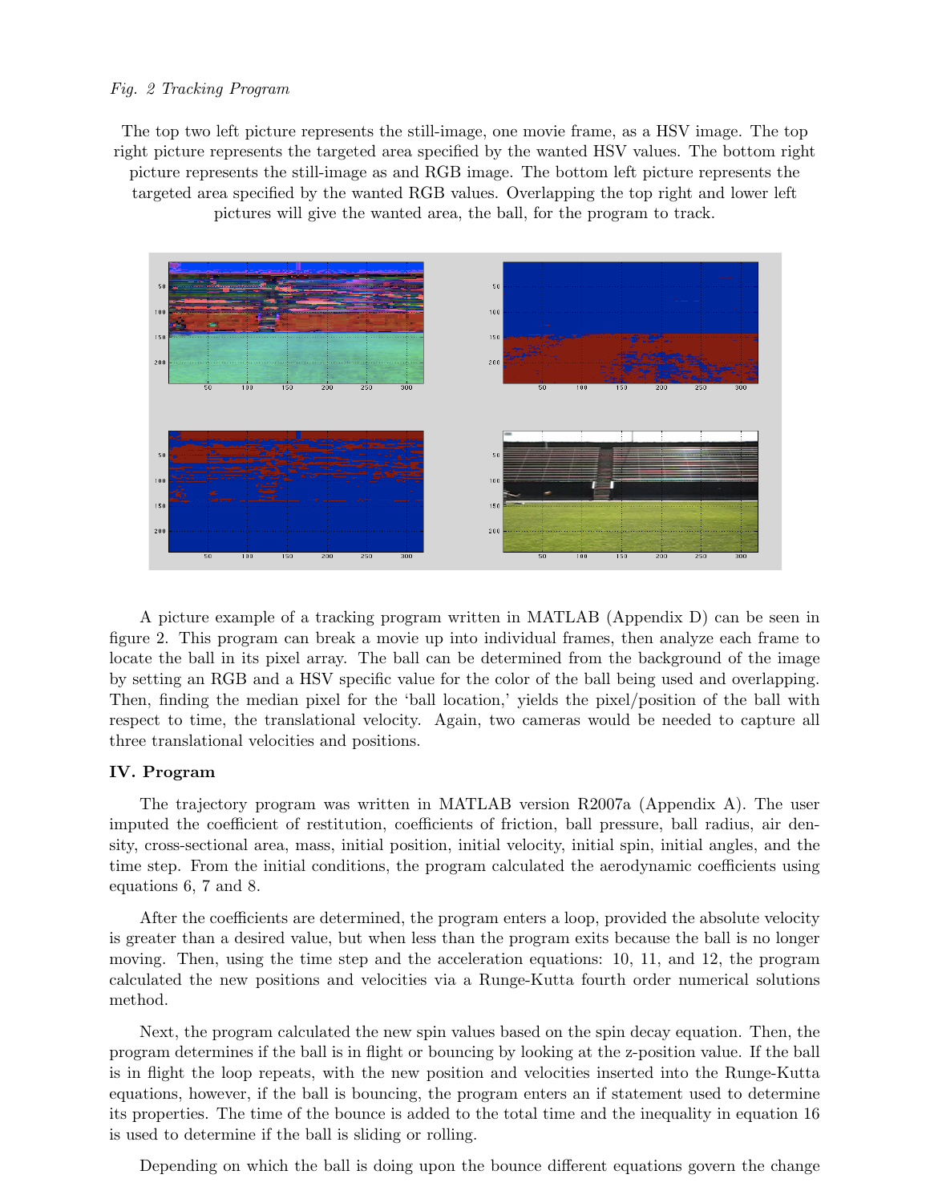*Fig. 2 Tracking Program*

The top two left picture represents the still-image, one movie frame, as a HSV image. The top right picture represents the targeted area specified by the wanted HSV values. The bottom right picture represents the still-image as and RGB image. The bottom left picture represents the targeted area specified by the wanted RGB values. Overlapping the top right and lower left pictures will give the wanted area, the ball, for the program to track.

A picture example of a tracking program written in MATLAB (Appendix D) can be seen in figure 2. This program can break a movie up into individual frames, then analyze each frame to locate the ball in its pixel array. The ball can be determined from the background of the image by setting an RGB and a HSV specific value for the color of the ball being used and overlapping. Then, finding the median pixel for the 'ball location,' yields the pixel/position of the ball with respect to time, the translational velocity. Again, two cameras would be needed to capture all three translational velocities and positions.

**IV. Program**

The trajectory program was written in MATLAB version R2007a (Appendix A). The user imputed the coefficient of restitution, coefficients of friction, ball pressure, ball radius, air density, cross-sectional area, mass, initial position, initial velocity, initial spin, initial angles, and the time step. From the initial conditions, the program calculated the aerodynamic coefficients using equations 6, 7 and 8.

After the coefficients are determined, the program enters a loop, provided the absolute velocity is greater than a desired value, but when less than the program exits because the ball is no longer moving. Then, using the time step and the acceleration equations: 10, 11, and 12, the program calculated the new positions and velocities via a Runge-Kutta fourth order numerical solutions method.

Next, the program calculated the new spin values based on the spin decay equation. Then, the program determines if the ball is in flight or bouncing by looking at the z-position value. If the ball is in flight the loop repeats, with the new position and velocities inserted into the Runge-Kutta equations, however, if the ball is bouncing, the program enters an if statement used to determine its properties. The time of the bounce is added to the total time and the inequality in equation 16 is used to determine if the ball is sliding or rolling.

Depending on which the ball is doing upon the bounce different equations govern the change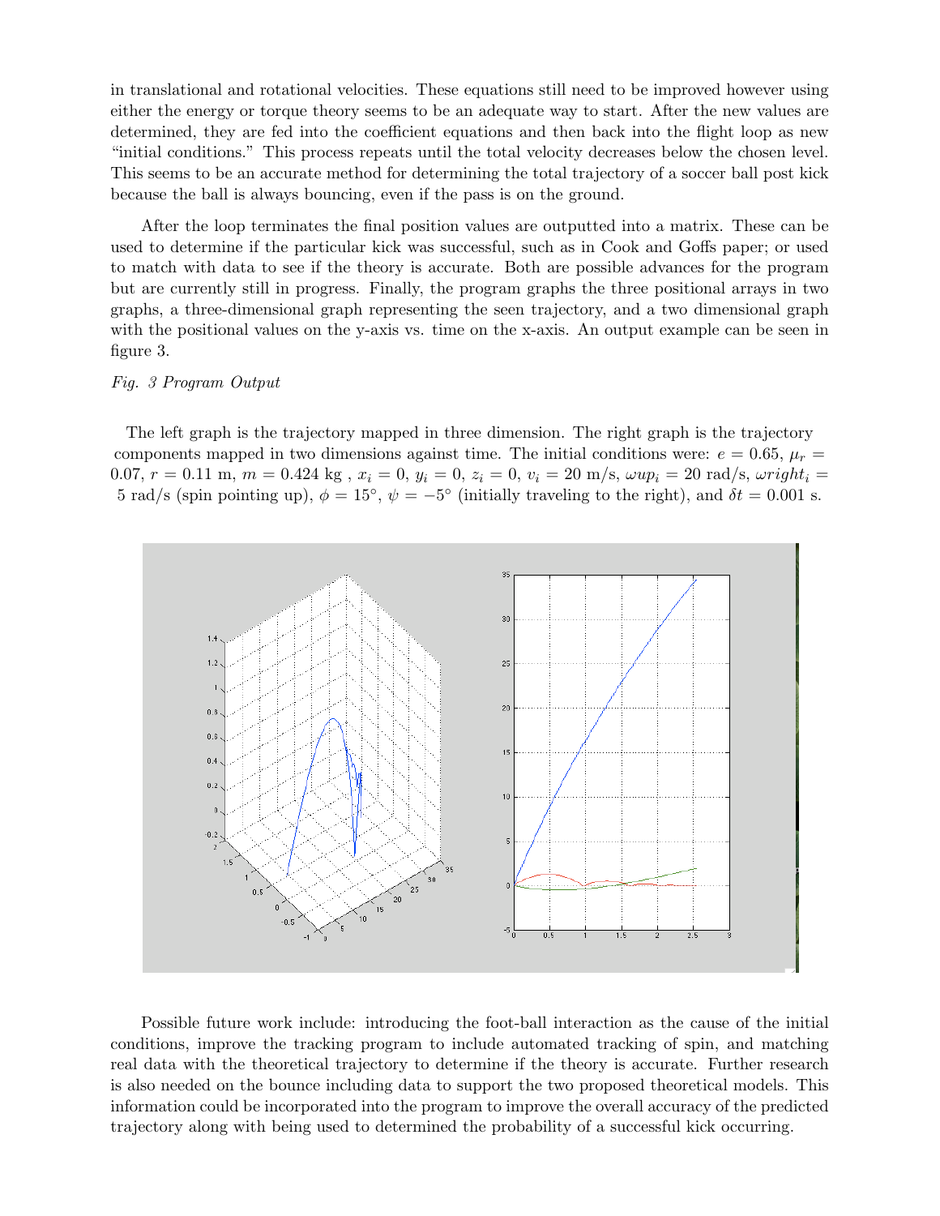in translational and rotational velocities. These equations still need to be improved however using either the energy or torque theory seems to be an adequate way to start. After the new values are determined, they are fed into the coefficient equations and then back into the flight loop as new "initial conditions." This process repeats until the total velocity decreases below the chosen level. This seems to be an accurate method for determining the total trajectory of a soccer ball post kick because the ball is always bouncing, even if the pass is on the ground.

After the loop terminates the final position values are outputted into a matrix. These can be used to determine if the particular kick was successful, such as in Cook and Goffs paper; or used to match with data to see if the theory is accurate. Both are possible advances for the program but are currently still in progress. Finally, the program graphs the three positional arrays in two graphs, a three-dimensional graph representing the seen trajectory, and a two dimensional graph with the positional values on the y-axis vs. time on the x-axis. An output example can be seen in figure 3.

*Fig. 3 Program Output*

The left graph is the trajectory mapped in three dimension. The right graph is the trajectory components mapped in two dimensions against time. The initial conditions were: $e = 0.65$, $\mu_r = 0.07$, $r = 0.11$ m, $m = 0.424$ kg , $x_i = 0$, $y_i = 0$, $z_i = 0$, $v_i = 20$ m/s, $\omega up_i = 20$ rad/s, $\omega right_i = 5$ rad/s (spin pointing up), $\phi = 15°$, $\psi = -5°$ (initially traveling to the right), and $\delta t = 0.001$ s.

1.4
1.2
1
0.8
0.6
0.4
0.2
0
-0.2
2
1.5
1
0.5
0
-0.5
-1
0
5
10
15
20
25
30
35

35
30
25
20
15
10
5
0
-5
0
0.5
1
1.5
2
2.5
3

Possible future work include: introducing the foot-ball interaction as the cause of the initial conditions, improve the tracking program to include automated tracking of spin, and matching real data with the theoretical trajectory to determine if the theory is accurate. Further research is also needed on the bounce including data to support the two proposed theoretical models. This information could be incorporated into the program to improve the overall accuracy of the predicted trajectory along with being used to determined the probability of a successful kick occurring.